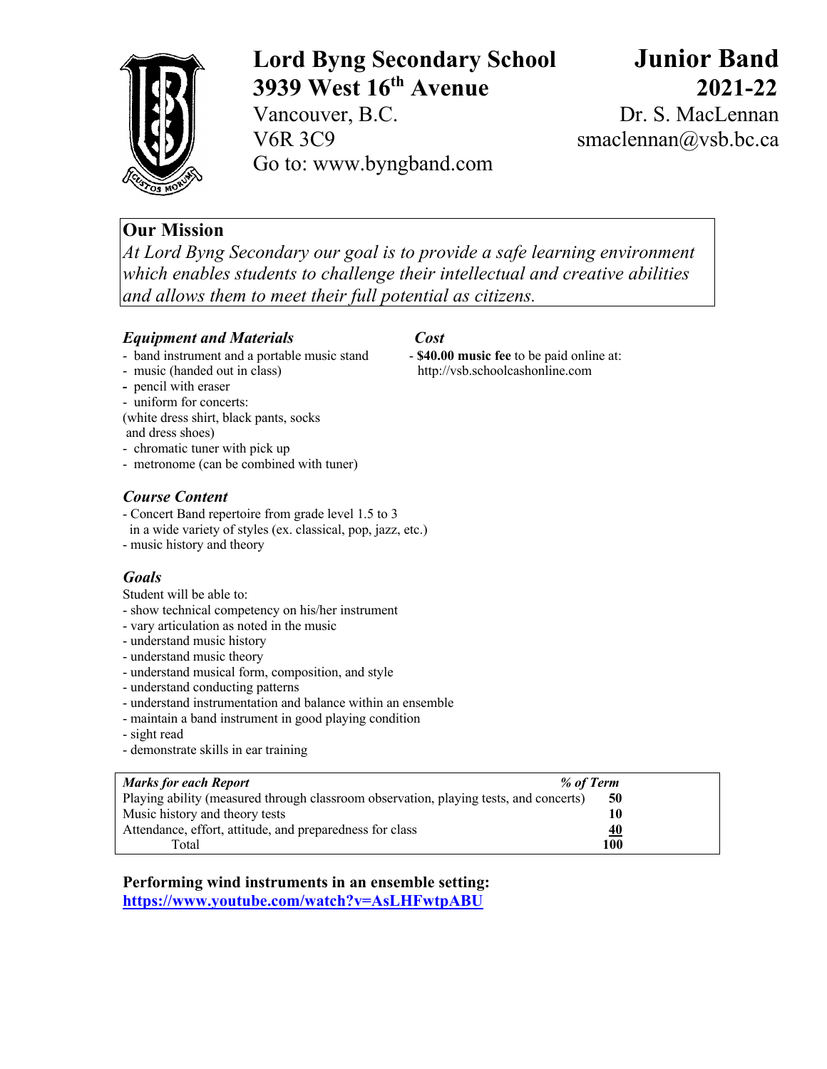# Lord Byng Secondary School

**3939 West 16th Avenue**
Vancouver, B.C.
V6R 3C9
Go to: www.byngband.com

# Junior Band

**2021-22**
Dr. S. MacLennan
smaclennan@vsb.bc.ca

## Our Mission

*At Lord Byng Secondary our goal is to provide a safe learning environment which enables students to challenge their intellectual and creative abilities and allows them to meet their full potential as citizens.*

### *Equipment and Materials*

- band instrument and a portable music stand
- music (handed out in class)
- pencil with eraser
- uniform for concerts:
(white dress shirt, black pants, socks and dress shoes)
- chromatic tuner with pick up
- metronome (can be combined with tuner)

### *Cost*

- **$40.00 music fee** to be paid online at: http://vsb.schoolcashonline.com

### *Course Content*

- Concert Band repertoire from grade level 1.5 to 3 in a wide variety of styles (ex. classical, pop, jazz, etc.)
- music history and theory

### *Goals*

Student will be able to:

- show technical competency on his/her instrument
- vary articulation as noted in the music
- understand music history
- understand music theory
- understand musical form, composition, and style
- understand conducting patterns
- understand instrumentation and balance within an ensemble
- maintain a band instrument in good playing condition
- sight read
- demonstrate skills in ear training

| *Marks for each Report* | *% of Term* |
|---|---|
| Playing ability (measured through classroom observation, playing tests, and concerts) | **50** |
| Music history and theory tests | **10** |
| Attendance, effort, attitude, and preparedness for class | **40** |
| Total | **100** |

**Performing wind instruments in an ensemble setting:**
**https://www.youtube.com/watch?v=AsLHFwtpABU**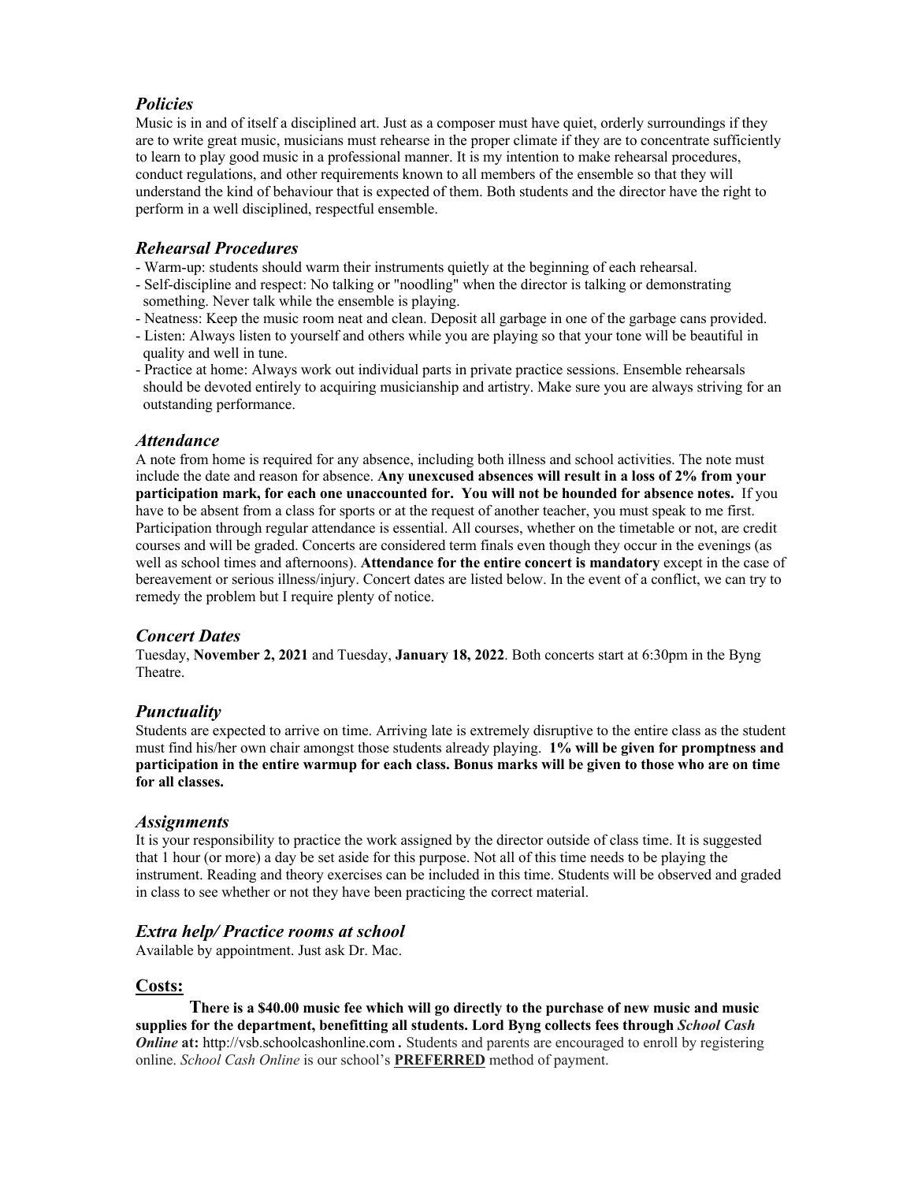## *Policies*

Music is in and of itself a disciplined art. Just as a composer must have quiet, orderly surroundings if they are to write great music, musicians must rehearse in the proper climate if they are to concentrate sufficiently to learn to play good music in a professional manner. It is my intention to make rehearsal procedures, conduct regulations, and other requirements known to all members of the ensemble so that they will understand the kind of behaviour that is expected of them. Both students and the director have the right to perform in a well disciplined, respectful ensemble.

## *Rehearsal Procedures*

- Warm-up: students should warm their instruments quietly at the beginning of each rehearsal.
- Self-discipline and respect: No talking or "noodling" when the director is talking or demonstrating something. Never talk while the ensemble is playing.
- Neatness: Keep the music room neat and clean. Deposit all garbage in one of the garbage cans provided.
- Listen: Always listen to yourself and others while you are playing so that your tone will be beautiful in quality and well in tune.
- Practice at home: Always work out individual parts in private practice sessions. Ensemble rehearsals should be devoted entirely to acquiring musicianship and artistry. Make sure you are always striving for an outstanding performance.

## *Attendance*

A note from home is required for any absence, including both illness and school activities. The note must include the date and reason for absence. **Any unexcused absences will result in a loss of 2% from your participation mark, for each one unaccounted for. You will not be hounded for absence notes.** If you have to be absent from a class for sports or at the request of another teacher, you must speak to me first. Participation through regular attendance is essential. All courses, whether on the timetable or not, are credit courses and will be graded. Concerts are considered term finals even though they occur in the evenings (as well as school times and afternoons). **Attendance for the entire concert is mandatory** except in the case of bereavement or serious illness/injury. Concert dates are listed below. In the event of a conflict, we can try to remedy the problem but I require plenty of notice.

## *Concert Dates*

Tuesday, **November 2, 2021** and Tuesday, **January 18, 2022**. Both concerts start at 6:30pm in the Byng Theatre.

## *Punctuality*

Students are expected to arrive on time. Arriving late is extremely disruptive to the entire class as the student must find his/her own chair amongst those students already playing. **1% will be given for promptness and participation in the entire warmup for each class. Bonus marks will be given to those who are on time for all classes.**

## *Assignments*

It is your responsibility to practice the work assigned by the director outside of class time. It is suggested that 1 hour (or more) a day be set aside for this purpose. Not all of this time needs to be playing the instrument. Reading and theory exercises can be included in this time. Students will be observed and graded in class to see whether or not they have been practicing the correct material.

## *Extra help/ Practice rooms at school*

Available by appointment. Just ask Dr. Mac.

## <u>Costs:</u>

**There is a $40.00 music fee which will go directly to the purchase of new music and music supplies for the department, benefitting all students. Lord Byng collects fees through *School Cash Online* at:** http://vsb.schoolcashonline.com **.** Students and parents are encouraged to enroll by registering online. *School Cash Online* is our school's **<u>PREFERRED</u>** method of payment.